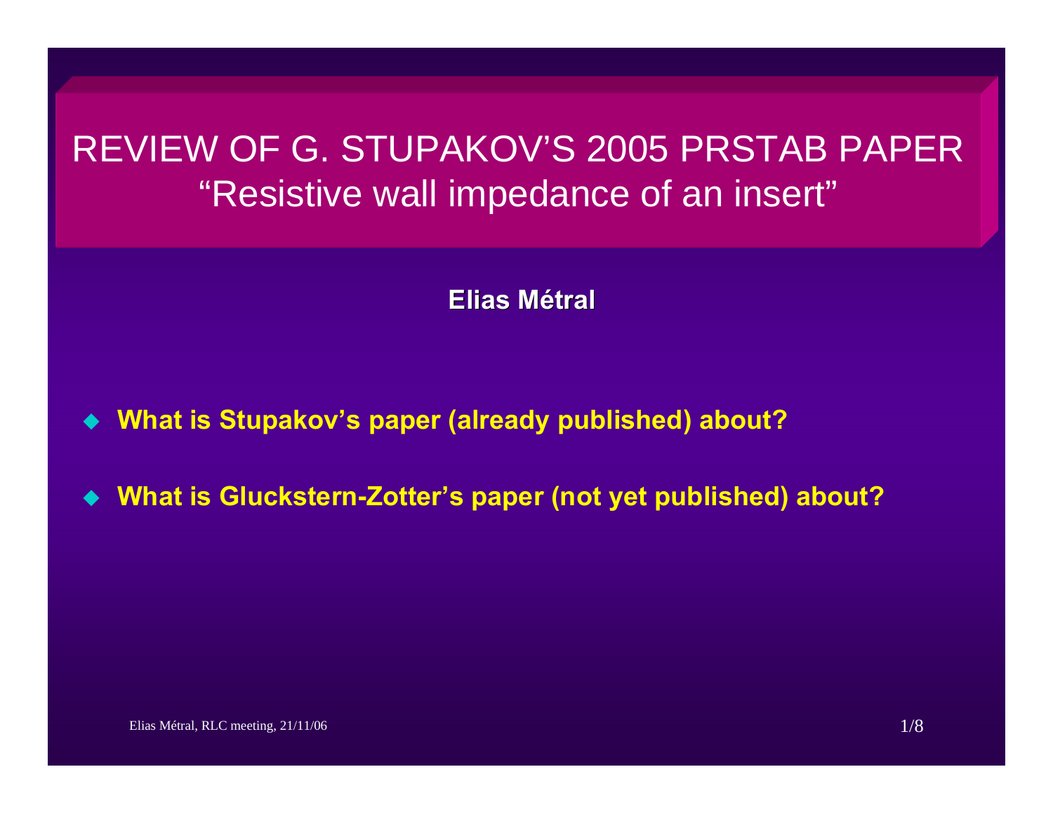# REVIEW OF G. STUPAKOV'S 2005 PRSTAB PAPER
## "Resistive wall impedance of an insert"

**Elias Métral**

- **What is Stupakov's paper (already published) about?**
- **What is Gluckstern-Zotter's paper (not yet published) about?**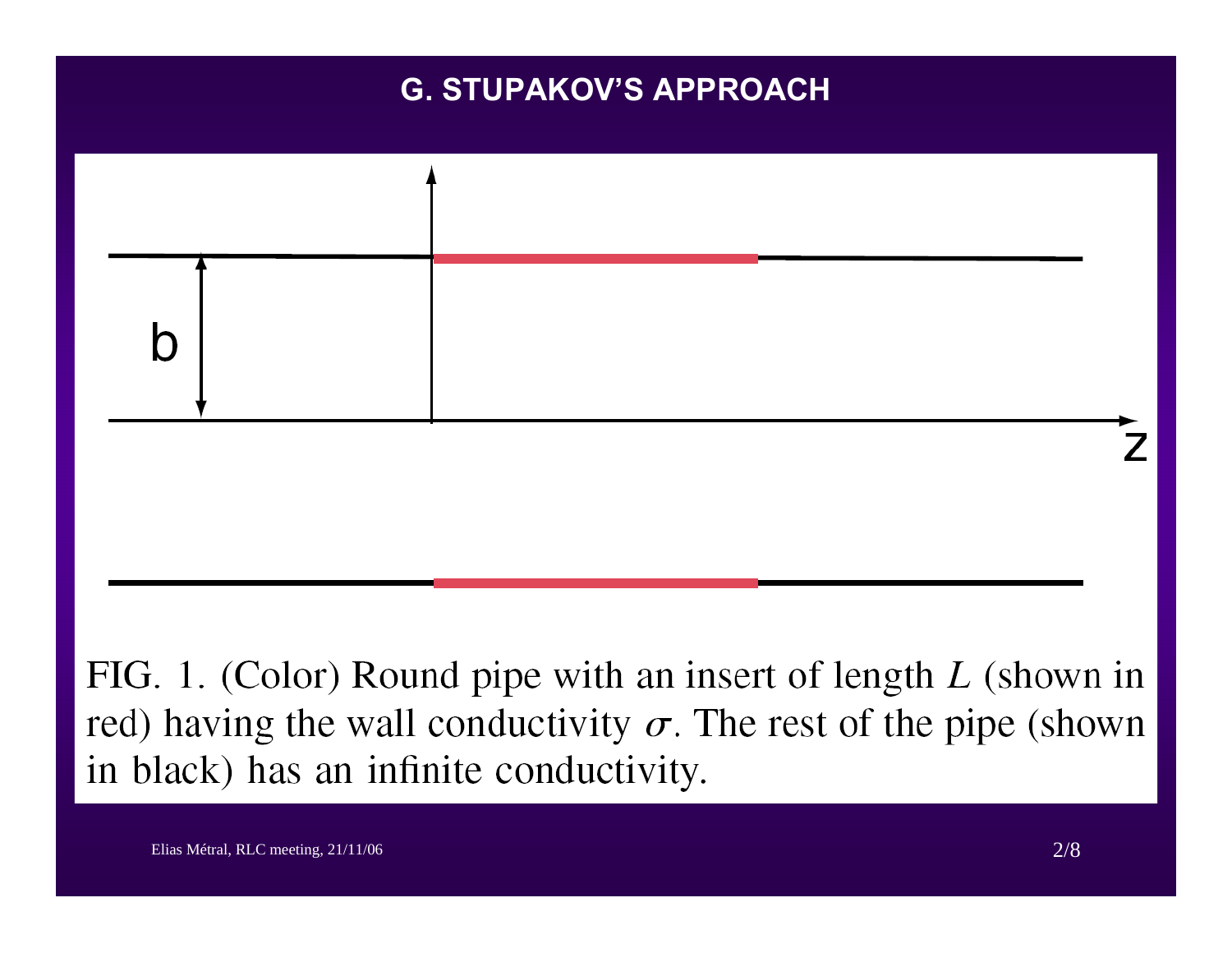# G. STUPAKOV'S APPROACH

FIG. 1. (Color) Round pipe with an insert of length $L$ (shown in red) having the wall conductivity $\sigma$. The rest of the pipe (shown in black) has an infinite conductivity.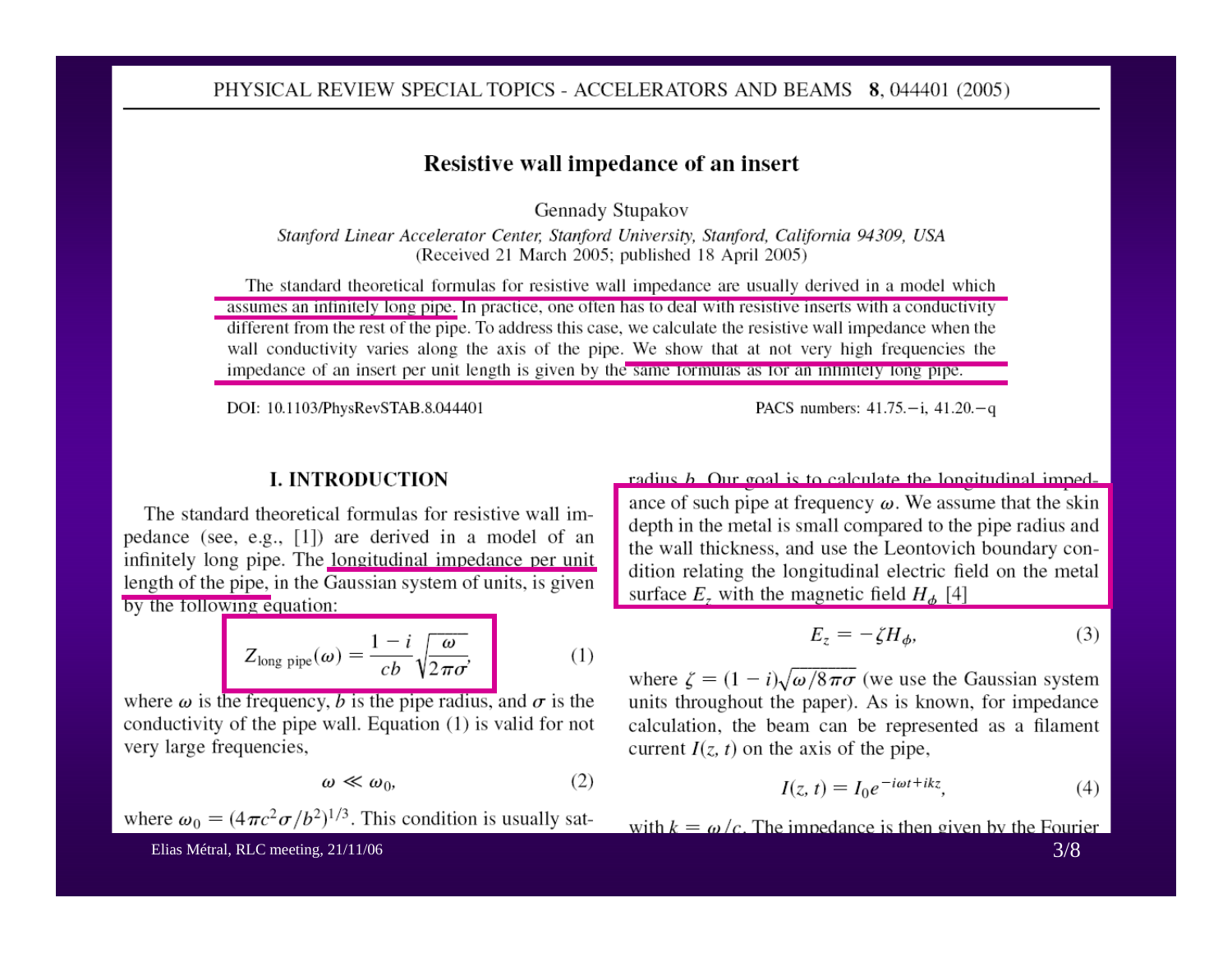PHYSICAL REVIEW SPECIAL TOPICS - ACCELERATORS AND BEAMS **8**, 044401 (2005)

# Resistive wall impedance of an insert

Gennady Stupakov

*Stanford Linear Accelerator Center, Stanford University, Stanford, California 94309, USA*
(Received 21 March 2005; published 18 April 2005)

The standard theoretical formulas for resistive wall impedance are usually derived in a model which assumes an infinitely long pipe. In practice, one often has to deal with resistive inserts with a conductivity different from the rest of the pipe. To address this case, we calculate the resistive wall impedance when the wall conductivity varies along the axis of the pipe. We show that at not very high frequencies the impedance of an insert per unit length is given by the same formulas as for an infinitely long pipe.

DOI: 10.1103/PhysRevSTAB.8.044401 PACS numbers: 41.75.−i, 41.20.−q

## I. INTRODUCTION

The standard theoretical formulas for resistive wall impedance (see, e.g., [1]) are derived in a model of an infinitely long pipe. The longitudinal impedance per unit length of the pipe, in the Gaussian system of units, is given by the following equation:

$$Z_{\text{long pipe}}(\omega) = \frac{1-i}{cb}\sqrt{\frac{\omega}{2\pi\sigma}}, \tag{1}$$

where $\omega$ is the frequency, $b$ is the pipe radius, and $\sigma$ is the conductivity of the pipe wall. Equation (1) is valid for not very large frequencies,

$$\omega \ll \omega_0, \tag{2}$$

where $\omega_0 = (4\pi c^2\sigma/b^2)^{1/3}$. This condition is usually sat-

radius $b$. Our goal is to calculate the longitudinal impedance of such pipe at frequency $\omega$. We assume that the skin depth in the metal is small compared to the pipe radius and the wall thickness, and use the Leontovich boundary condition relating the longitudinal electric field on the metal surface $E_z$ with the magnetic field $H_\phi$ [4]

$$E_z = -\zeta H_\phi, \tag{3}$$

where $\zeta = (1-i)\sqrt{\omega/8\pi\sigma}$ (we use the Gaussian system units throughout the paper). As is known, for impedance calculation, the beam can be represented as a filament current $I(z, t)$ on the axis of the pipe,

$$I(z, t) = I_0 e^{-i\omega t + ikz}, \tag{4}$$

with $k = \omega/c$. The impedance is then given by the Fourier

Elias Métral, RLC meeting, 21/11/06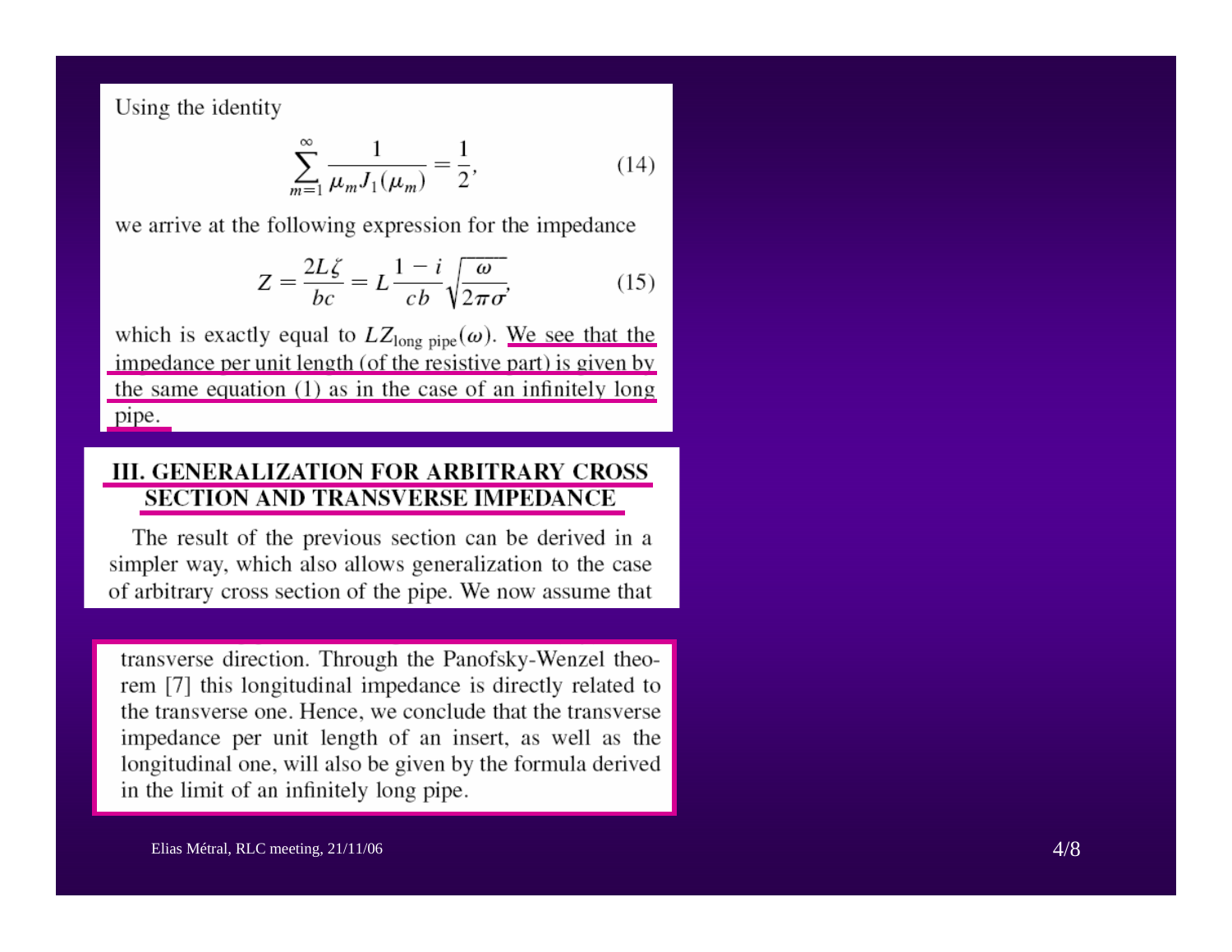Using the identity

$$\sum_{m=1}^{\infty} \frac{1}{\mu_m J_1(\mu_m)} = \frac{1}{2}, \tag{14}$$

we arrive at the following expression for the impedance

$$Z = \frac{2L\zeta}{bc} = L\frac{1-i}{cb}\sqrt{\frac{\omega}{2\pi\sigma}}, \tag{15}$$

which is exactly equal to $LZ_{\text{long pipe}}(\omega)$. We see that the impedance per unit length (of the resistive part) is given by the same equation (1) as in the case of an infinitely long pipe.

## III. GENERALIZATION FOR ARBITRARY CROSS SECTION AND TRANSVERSE IMPEDANCE

The result of the previous section can be derived in a simpler way, which also allows generalization to the case of arbitrary cross section of the pipe. We now assume that

transverse direction. Through the Panofsky-Wenzel theorem [7] this longitudinal impedance is directly related to the transverse one. Hence, we conclude that the transverse impedance per unit length of an insert, as well as the longitudinal one, will also be given by the formula derived in the limit of an infinitely long pipe.

Elias Métral, RLC meeting, 21/11/06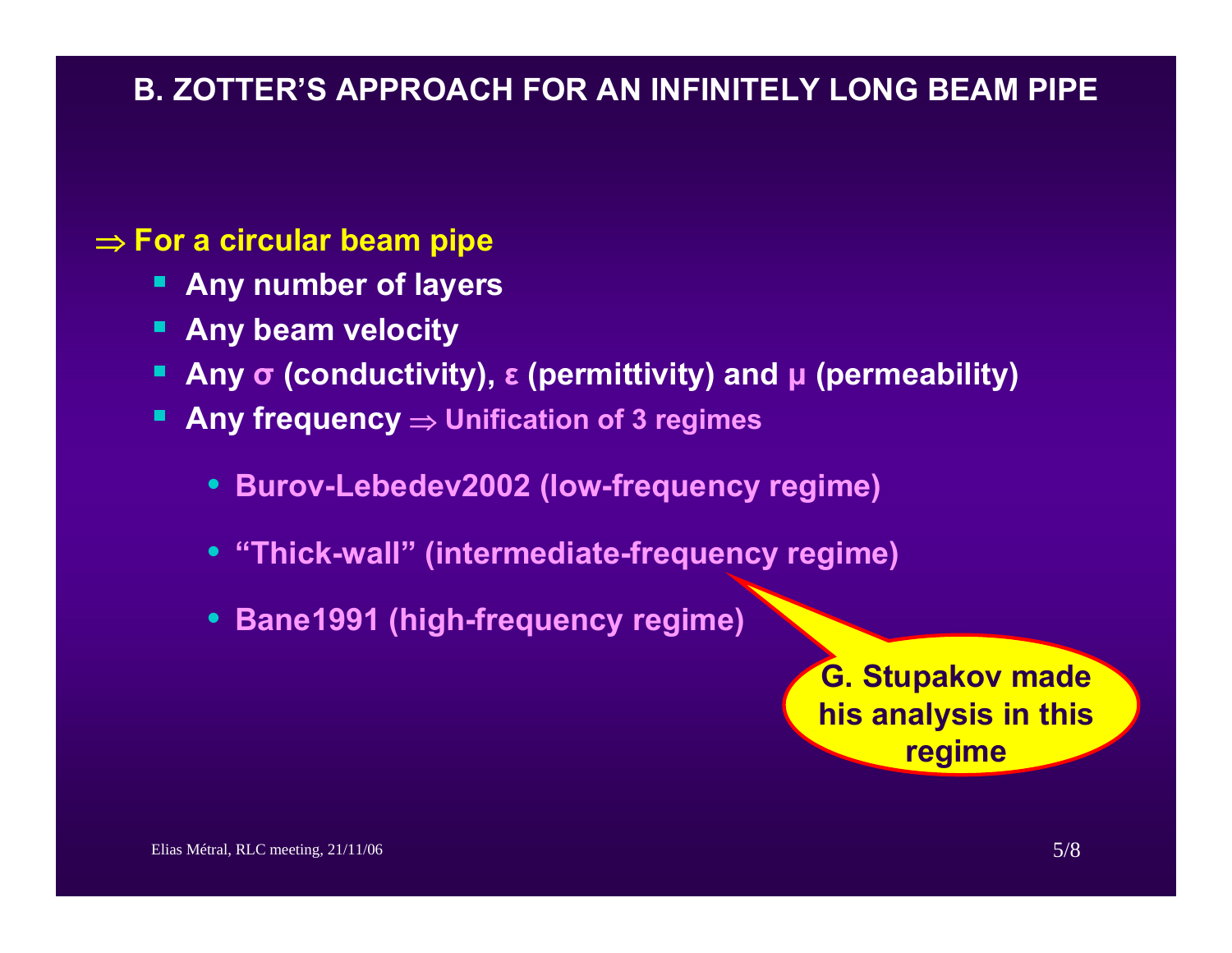## B. ZOTTER'S APPROACH FOR AN INFINITELY LONG BEAM PIPE

$\Rightarrow$ **For a circular beam pipe**

- **Any number of layers**
- **Any beam velocity**
- **Any σ (conductivity), ε (permittivity) and μ (permeability)**
- **Any frequency** $\Rightarrow$ **Unification of 3 regimes**
  - **Burov-Lebedev2002 (low-frequency regime)**
  - **"Thick-wall" (intermediate-frequency regime)**
  - **Bane1991 (high-frequency regime)**

**G. Stupakov made his analysis in this regime**

Elias Métral, RLC meeting, 21/11/06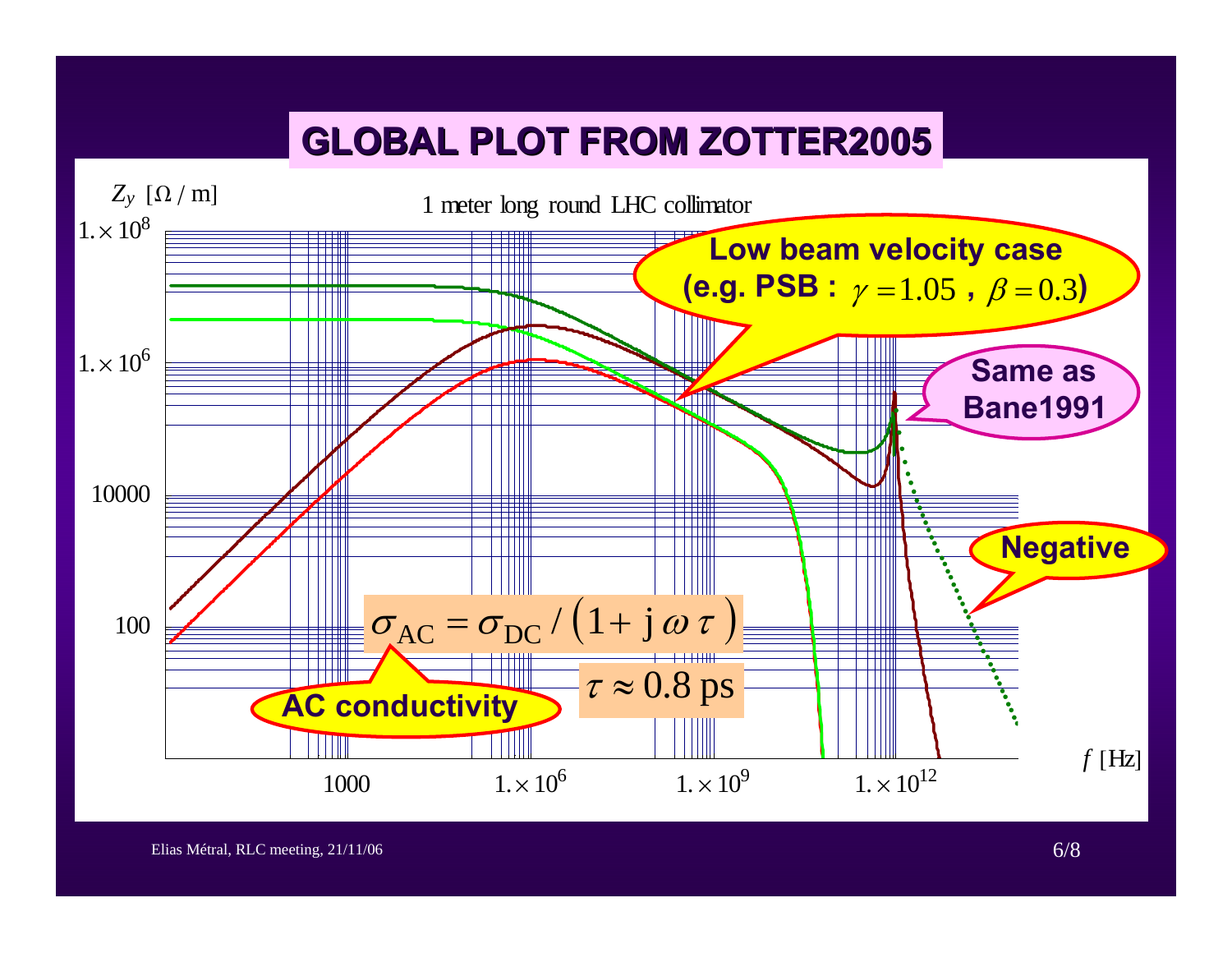# GLOBAL PLOT FROM ZOTTER2005

$Z_y$ [$\Omega$ / m]

1 meter long round LHC collimator

$1. \times 10^8$

$1. \times 10^6$

10000

100

1000 $\quad 1. \times 10^6 \quad 1. \times 10^9 \quad 1. \times 10^{12}$

$f$ [Hz]

**Low beam velocity case (e.g. PSB : $\gamma = 1.05$ , $\beta = 0.3$)**

**Same as Bane1991**

**Negative**

$$\sigma_{\mathrm{AC}} = \sigma_{\mathrm{DC}} / \left(1 + \mathrm{j}\, \omega\, \tau\right)$$

$$\tau \approx 0.8 \text{ ps}$$

**AC conductivity**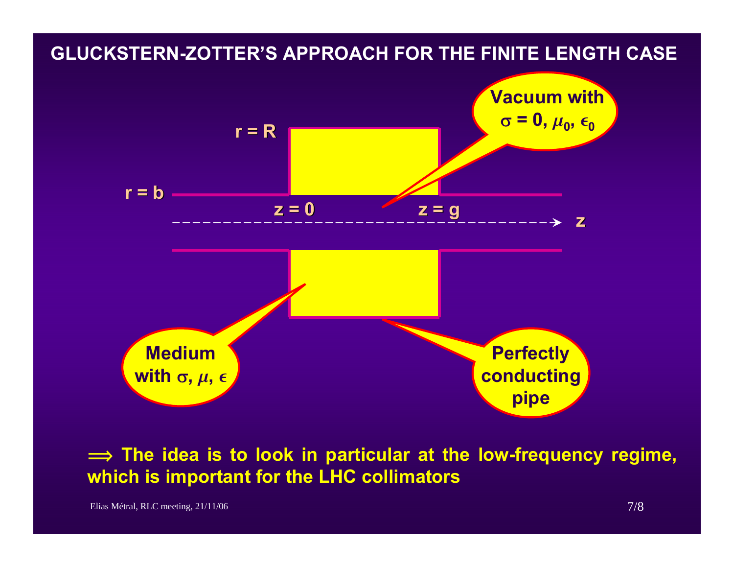# GLUCKSTERN-ZOTTER'S APPROACH FOR THE FINITE LENGTH CASE

Vacuum with $\sigma = 0$, $\mu_0$, $\epsilon_0$

$r = R$

$r = b$

$z = 0$

$z = g$

$z$

Medium with $\sigma$, $\mu$, $\epsilon$

Perfectly conducting pipe

$\Longrightarrow$ **The idea is to look in particular at the low-frequency regime, which is important for the LHC collimators**

Elias Métral, RLC meeting, 21/11/06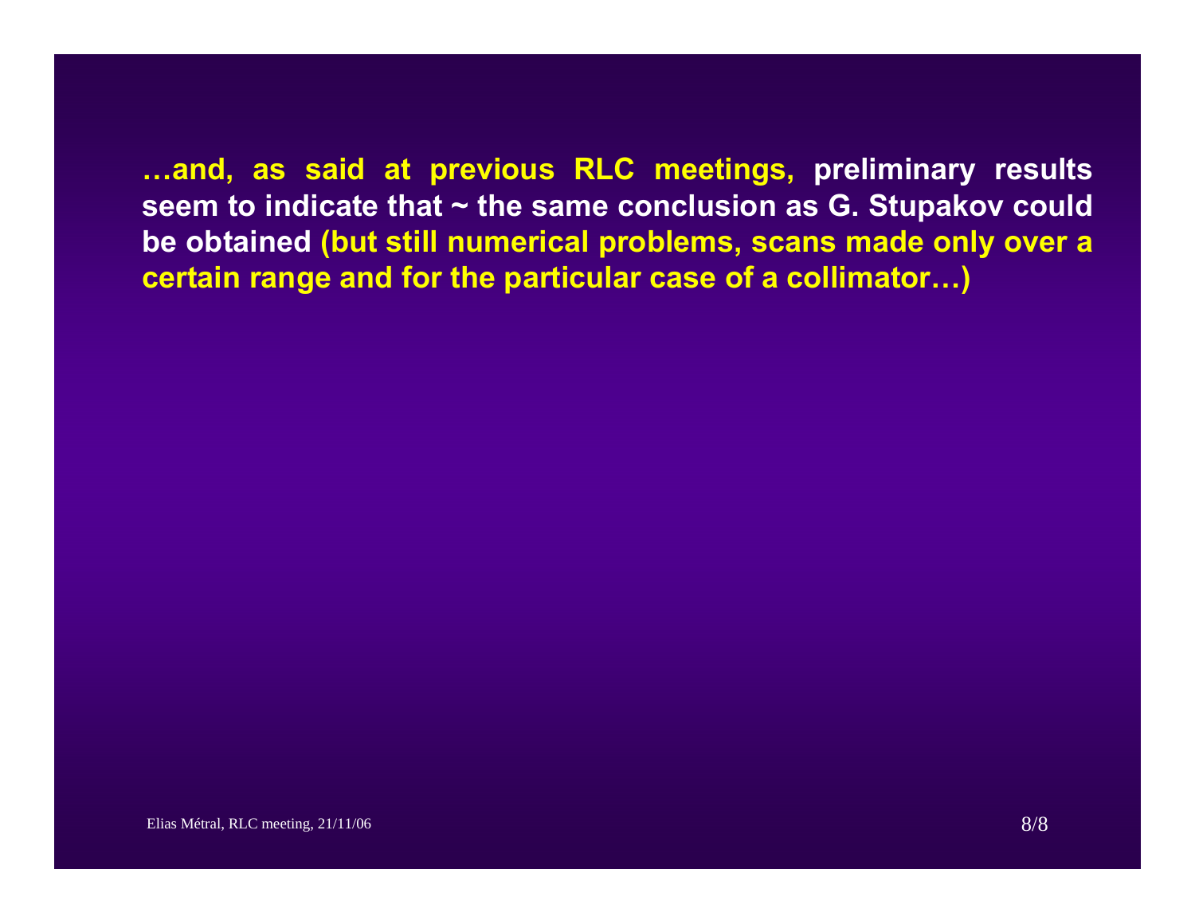**…and, as said at previous RLC meetings, preliminary results seem to indicate that ~ the same conclusion as G. Stupakov could be obtained (but still numerical problems, scans made only over a certain range and for the particular case of a collimator…)**